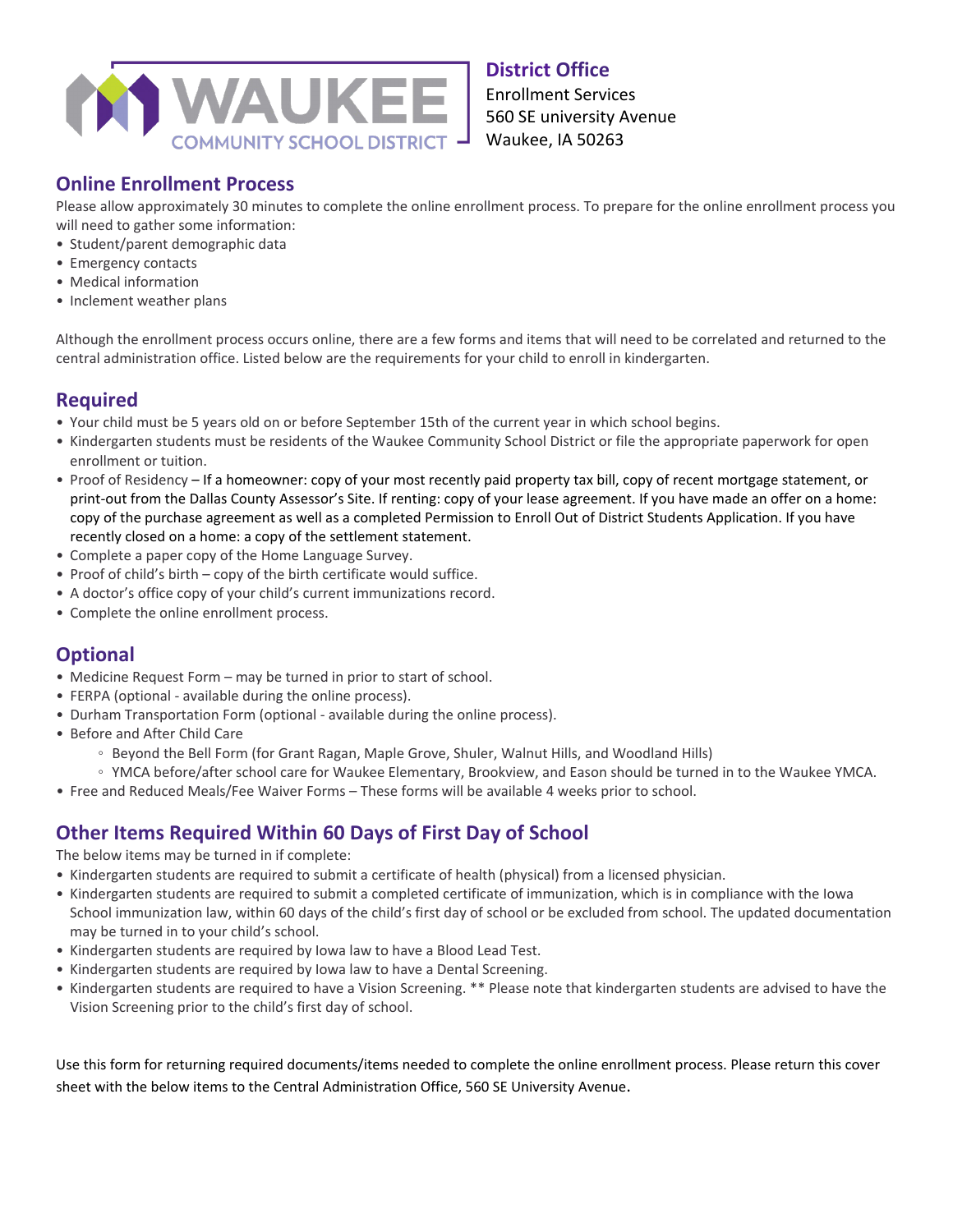WAUKEE COMMUNITY SCHOOL DISTRICT

**District Office**
Enrollment Services
560 SE university Avenue
Waukee, IA 50263

## Online Enrollment Process

Please allow approximately 30 minutes to complete the online enrollment process. To prepare for the online enrollment process you will need to gather some information:

- Student/parent demographic data
- Emergency contacts
- Medical information
- Inclement weather plans

Although the enrollment process occurs online, there are a few forms and items that will need to be correlated and returned to the central administration office. Listed below are the requirements for your child to enroll in kindergarten.

## Required

- Your child must be 5 years old on or before September 15th of the current year in which school begins.
- Kindergarten students must be residents of the Waukee Community School District or file the appropriate paperwork for open enrollment or tuition.
- Proof of Residency – If a homeowner: copy of your most recently paid property tax bill, copy of recent mortgage statement, or print-out from the Dallas County Assessor's Site. If renting: copy of your lease agreement. If you have made an offer on a home: copy of the purchase agreement as well as a completed Permission to Enroll Out of District Students Application. If you have recently closed on a home: a copy of the settlement statement.
- Complete a paper copy of the Home Language Survey.
- Proof of child's birth – copy of the birth certificate would suffice.
- A doctor's office copy of your child's current immunizations record.
- Complete the online enrollment process.

## Optional

- Medicine Request Form – may be turned in prior to start of school.
- FERPA (optional - available during the online process).
- Durham Transportation Form (optional - available during the online process).
- Before and After Child Care
  - Beyond the Bell Form (for Grant Ragan, Maple Grove, Shuler, Walnut Hills, and Woodland Hills)
  - YMCA before/after school care for Waukee Elementary, Brookview, and Eason should be turned in to the Waukee YMCA.
- Free and Reduced Meals/Fee Waiver Forms – These forms will be available 4 weeks prior to school.

## Other Items Required Within 60 Days of First Day of School

The below items may be turned in if complete:

- Kindergarten students are required to submit a certificate of health (physical) from a licensed physician.
- Kindergarten students are required to submit a completed certificate of immunization, which is in compliance with the Iowa School immunization law, within 60 days of the child's first day of school or be excluded from school. The updated documentation may be turned in to your child's school.
- Kindergarten students are required by Iowa law to have a Blood Lead Test.
- Kindergarten students are required by Iowa law to have a Dental Screening.
- Kindergarten students are required to have a Vision Screening. ** Please note that kindergarten students are advised to have the Vision Screening prior to the child's first day of school.

Use this form for returning required documents/items needed to complete the online enrollment process. Please return this cover sheet with the below items to the Central Administration Office, 560 SE University Avenue.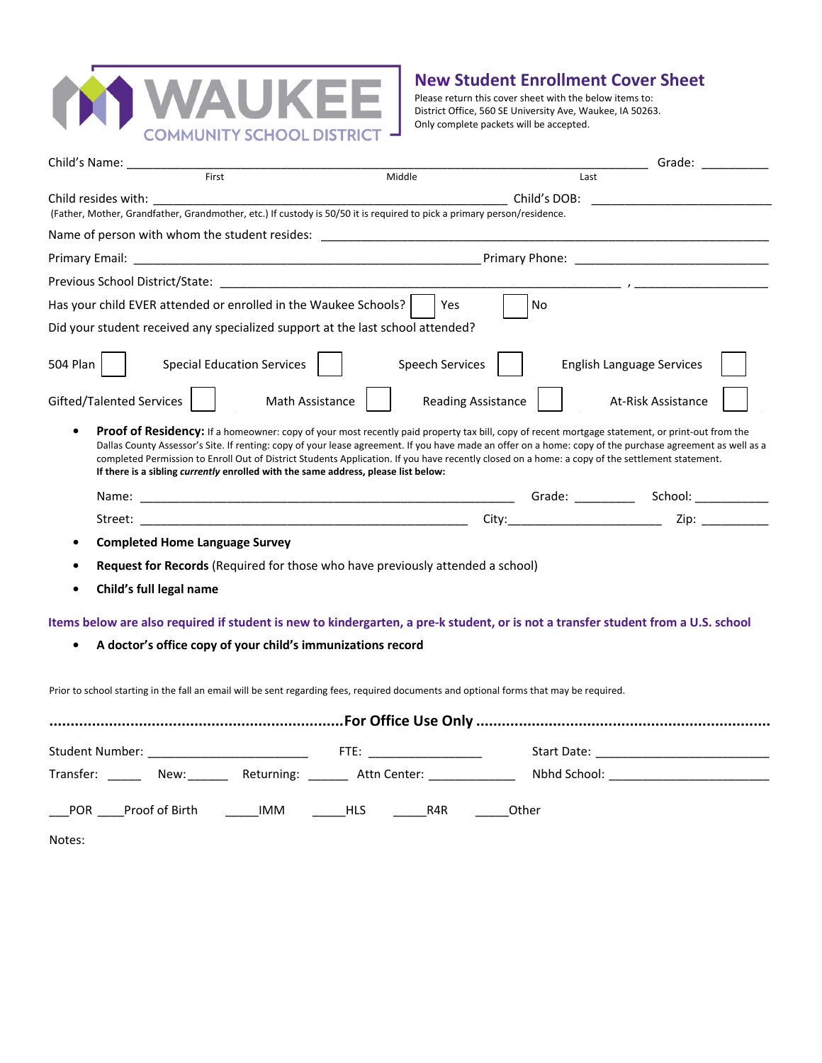WAUKEE COMMUNITY SCHOOL DISTRICT

# New Student Enrollment Cover Sheet

Please return this cover sheet with the below items to:
District Office, 560 SE University Ave, Waukee, IA 50263.
Only complete packets will be accepted.

Child's Name: ______________________________________________________________ Grade: __________
First Middle Last

Child resides with: ____________________________________________ Child's DOB: ______________________
(Father, Mother, Grandfather, Grandmother, etc.) If custody is 50/50 it is required to pick a primary person/residence.

Name of person with whom the student resides: ____________________________________________________

Primary Email: ____________________________________________ Primary Phone: ________________________

Previous School District/State: __________________________________________________ , _________________

Has your child EVER attended or enrolled in the Waukee Schools? ☐ Yes ☐ No

Did your student received any specialized support at the last school attended?

504 Plan ☐ Special Education Services ☐ Speech Services ☐ English Language Services ☐

Gifted/Talented Services ☐ Math Assistance ☐ Reading Assistance ☐ At-Risk Assistance ☐

- **Proof of Residency:** If a homeowner: copy of your most recently paid property tax bill, copy of recent mortgage statement, or print-out from the Dallas County Assessor's Site. If renting: copy of your lease agreement. If you have made an offer on a home: copy of the purchase agreement as well as a completed Permission to Enroll Out of District Students Application. If you have recently closed on a home: a copy of the settlement statement.
  **If there is a sibling *currently* enrolled with the same address, please list below:**

  Name: ______________________________________________ Grade: _________ School: ___________

  Street: ___________________________________________ City:______________________ Zip: __________

- **Completed Home Language Survey**
- **Request for Records** (Required for those who have previously attended a school)
- **Child's full legal name**

**Items below are also required if student is new to kindergarten, a pre-k student, or is not a transfer student from a U.S. school**

- **A doctor's office copy of your child's immunizations record**

Prior to school starting in the fall an email will be sent regarding fees, required documents and optional forms that may be required.

## For Office Use Only

Student Number: ________________________ FTE: ________________ Start Date: __________________________

Transfer: _____ New:______ Returning: ______ Attn Center: _____________ Nbhd School: ________________________

___POR ____Proof of Birth _____IMM _____HLS _____R4R _____Other

Notes: